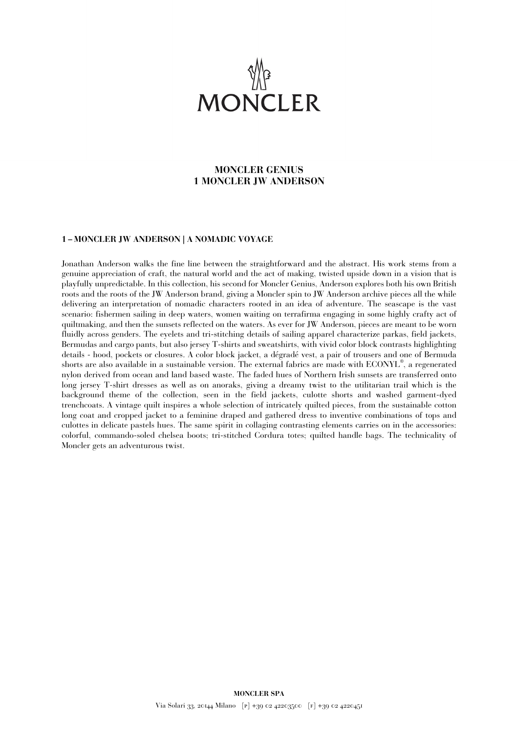# MONCLER

## MONCLER GENIUS
## 1 MONCLER JW ANDERSON

### 1 – MONCLER JW ANDERSON | A NOMADIC VOYAGE

Jonathan Anderson walks the fine line between the straightforward and the abstract. His work stems from a genuine appreciation of craft, the natural world and the act of making, twisted upside down in a vision that is playfully unpredictable. In this collection, his second for Moncler Genius, Anderson explores both his own British roots and the roots of the JW Anderson brand, giving a Moncler spin to JW Anderson archive pieces all the while delivering an interpretation of nomadic characters rooted in an idea of adventure. The seascape is the vast scenario: fishermen sailing in deep waters, women waiting on terrafirma engaging in some highly crafty act of quiltmaking, and then the sunsets reflected on the waters. As ever for JW Anderson, pieces are meant to be worn fluidly across genders. The eyelets and tri-stitching details of sailing apparel characterize parkas, field jackets, Bermudas and cargo pants, but also jersey T-shirts and sweatshirts, with vivid color block contrasts highlighting details - hood, pockets or closures. A color block jacket, a dégradé vest, a pair of trousers and one of Bermuda shorts are also available in a sustainable version. The external fabrics are made with ECONYL®, a regenerated nylon derived from ocean and land based waste. The faded hues of Northern Irish sunsets are transferred onto long jersey T-shirt dresses as well as on anoraks, giving a dreamy twist to the utilitarian trail which is the background theme of the collection, seen in the field jackets, culotte shorts and washed garment-dyed trenchcoats. A vintage quilt inspires a whole selection of intricately quilted pieces, from the sustainable cotton long coat and cropped jacket to a feminine draped and gathered dress to inventive combinations of tops and culottes in delicate pastels hues. The same spirit in collaging contrasting elements carries on in the accessories: colorful, commando-soled chelsea boots; tri-stitched Cordura totes; quilted handle bags. The technicality of Moncler gets an adventurous twist.

**MONCLER SPA**

Via Solari 33, 20144 Milano [P] +39 02 42203500 [F] +39 02 4220451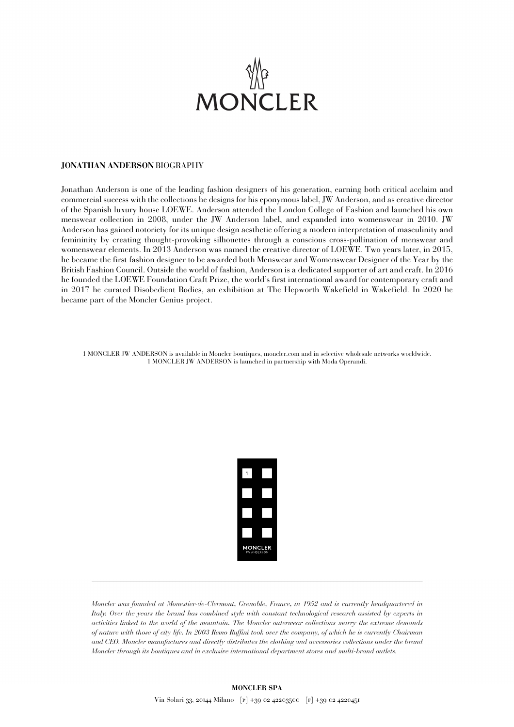**JONATHAN ANDERSON** BIOGRAPHY

Jonathan Anderson is one of the leading fashion designers of his generation, earning both critical acclaim and commercial success with the collections he designs for his eponymous label, JW Anderson, and as creative director of the Spanish luxury house LOEWE. Anderson attended the London College of Fashion and launched his own menswear collection in 2008, under the JW Anderson label, and expanded into womenswear in 2010. JW Anderson has gained notoriety for its unique design aesthetic offering a modern interpretation of masculinity and femininity by creating thought-provoking silhouettes through a conscious cross-pollination of menswear and womenswear elements. In 2013 Anderson was named the creative director of LOEWE. Two years later, in 2015, he became the first fashion designer to be awarded both Menswear and Womenswear Designer of the Year by the British Fashion Council. Outside the world of fashion, Anderson is a dedicated supporter of art and craft. In 2016 he founded the LOEWE Foundation Craft Prize, the world's first international award for contemporary craft and in 2017 he curated Disobedient Bodies, an exhibition at The Hepworth Wakefield in Wakefield. In 2020 he became part of the Moncler Genius project.

1 MONCLER JW ANDERSON is available in Moncler boutiques, moncler.com and in selective wholesale networks worldwide.
1 MONCLER JW ANDERSON is launched in partnership with Moda Operandi.

---

*Moncler was founded at Monestier-de-Clermont, Grenoble, France, in 1952 and is currently headquartered in Italy. Over the years the brand has combined style with constant technological research assisted by experts in activities linked to the world of the mountain. The Moncler outerwear collections marry the extreme demands of nature with those of city life. In 2003 Remo Ruffini took over the company, of which he is currently Chairman and CEO. Moncler manufactures and directly distributes the clothing and accessories collections under the brand Moncler through its boutiques and in exclusive international department stores and multi-brand outlets.*

**MONCLER SPA**

Via Solari 33, 20144 Milano [P] +39 02 42203500 [F] +39 02 4220451